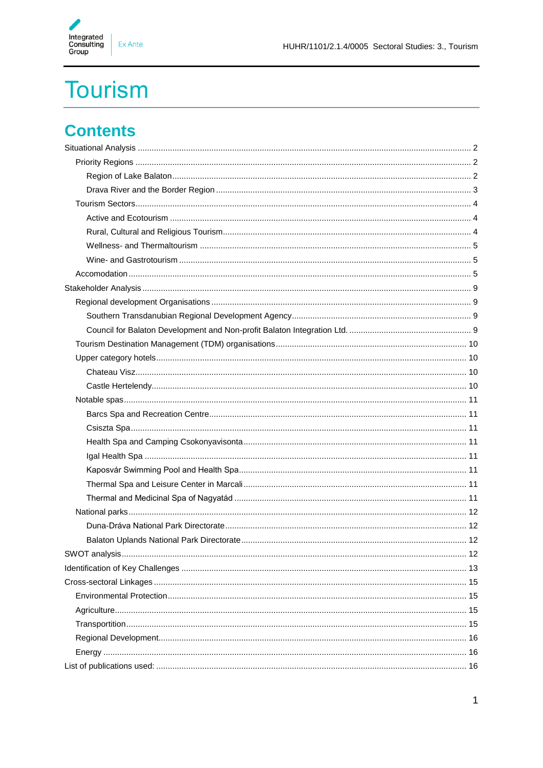# Tourism

## Contents

- Situational Analysis ... 2
  - Priority Regions ... 2
    - Region of Lake Balaton ... 2
    - Drava River and the Border Region ... 3
  - Tourism Sectors ... 4
    - Active and Ecotourism ... 4
    - Rural, Cultural and Religious Tourism ... 4
    - Wellness- and Thermaltourism ... 5
    - Wine- and Gastrotourism ... 5
  - Accomodation ... 5
- Stakeholder Analysis ... 9
  - Regional development Organisations ... 9
    - Southern Transdanubian Regional Development Agency ... 9
    - Council for Balaton Development and Non-profit Balaton Integration Ltd. ... 9
  - Tourism Destination Management (TDM) organisations ... 10
  - Upper category hotels ... 10
    - Chateau Visz ... 10
    - Castle Hertelendy ... 10
  - Notable spas ... 11
    - Barcs Spa and Recreation Centre ... 11
    - Csiszta Spa ... 11
    - Health Spa and Camping Csokonyavisonta ... 11
    - Igal Health Spa ... 11
    - Kaposvár Swimming Pool and Health Spa ... 11
    - Thermal Spa and Leisure Center in Marcali ... 11
    - Thermal and Medicinal Spa of Nagyatád ... 11
  - National parks ... 12
    - Duna-Dráva National Park Directorate ... 12
    - Balaton Uplands National Park Directorate ... 12
- SWOT analysis ... 12
- Identification of Key Challenges ... 13
- Cross-sectoral Linkages ... 15
  - Environmental Protection ... 15
  - Agriculture ... 15
  - Transportition ... 15
  - Regional Development ... 16
  - Energy ... 16
- List of publications used: ... 16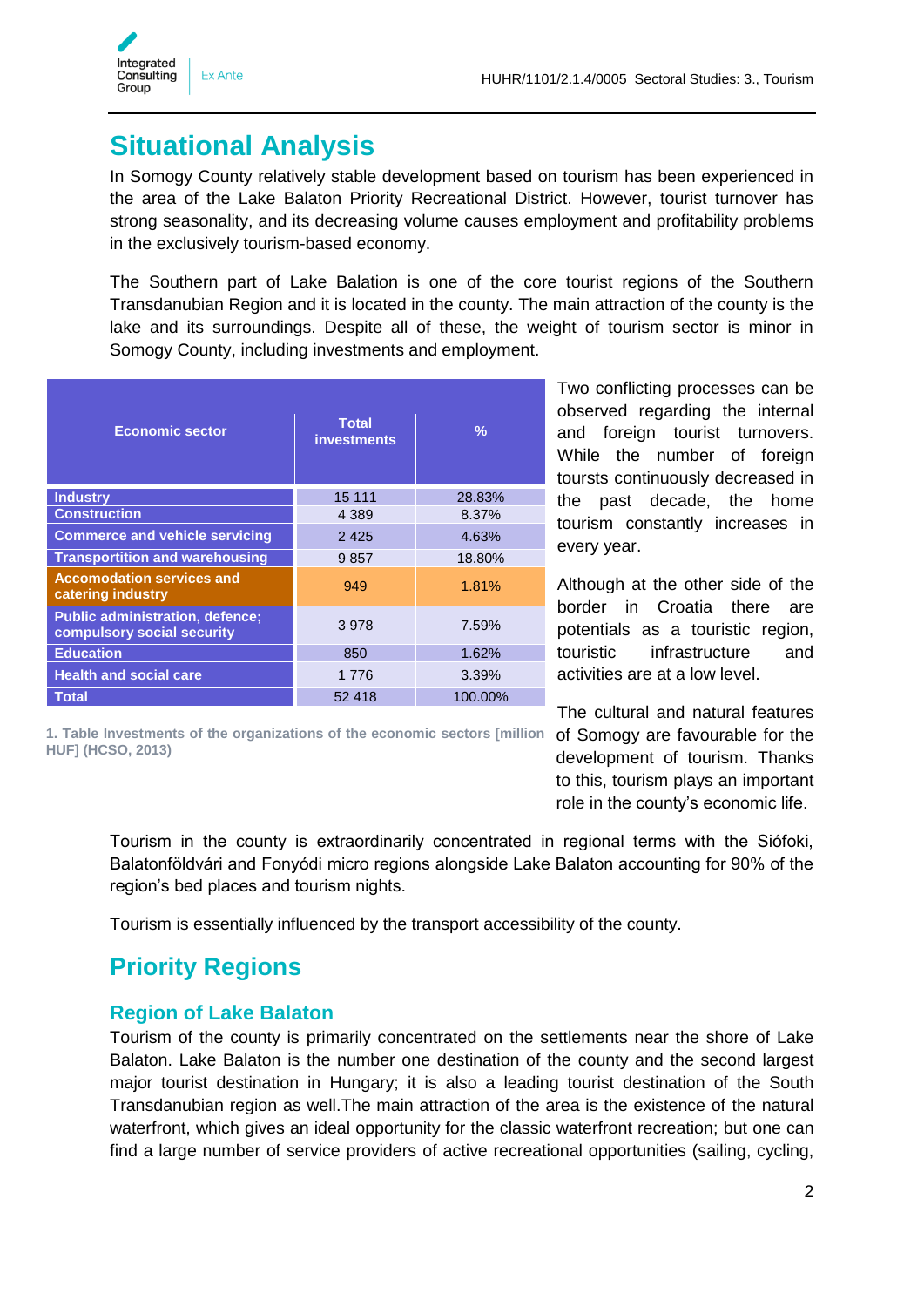# Situational Analysis

In Somogy County relatively stable development based on tourism has been experienced in the area of the Lake Balaton Priority Recreational District. However, tourist turnover has strong seasonality, and its decreasing volume causes employment and profitability problems in the exclusively tourism-based economy.

The Southern part of Lake Balation is one of the core tourist regions of the Southern Transdanubian Region and it is located in the county. The main attraction of the county is the lake and its surroundings. Despite all of these, the weight of tourism sector is minor in Somogy County, including investments and employment.

| Economic sector | Total investments | % |
|---|---|---|
| Industry | 15 111 | 28.83% |
| Construction | 4 389 | 8.37% |
| Commerce and vehicle servicing | 2 425 | 4.63% |
| Transportition and warehousing | 9 857 | 18.80% |
| Accomodation services and catering industry | 949 | 1.81% |
| Public administration, defence; compulsory social security | 3 978 | 7.59% |
| Education | 850 | 1.62% |
| Health and social care | 1 776 | 3.39% |
| Total | 52 418 | 100.00% |

1. Table Investments of the organizations of the economic sectors [million HUF] (HCSO, 2013)

Two conflicting processes can be observed regarding the internal and foreign tourist turnovers. While the number of foreign toursts continuously decreased in the past decade, the home tourism constantly increases in every year.

Although at the other side of the border in Croatia there are potentials as a touristic region, touristic infrastructure and activities are at a low level.

The cultural and natural features of Somogy are favourable for the development of tourism. Thanks to this, tourism plays an important role in the county's economic life.

Tourism in the county is extraordinarily concentrated in regional terms with the Siófoki, Balatonföldvári and Fonyódi micro regions alongside Lake Balaton accounting for 90% of the region's bed places and tourism nights.

Tourism is essentially influenced by the transport accessibility of the county.

# Priority Regions

## Region of Lake Balaton

Tourism of the county is primarily concentrated on the settlements near the shore of Lake Balaton. Lake Balaton is the number one destination of the county and the second largest major tourist destination in Hungary; it is also a leading tourist destination of the South Transdanubian region as well.The main attraction of the area is the existence of the natural waterfront, which gives an ideal opportunity for the classic waterfront recreation; but one can find a large number of service providers of active recreational opportunities (sailing, cycling,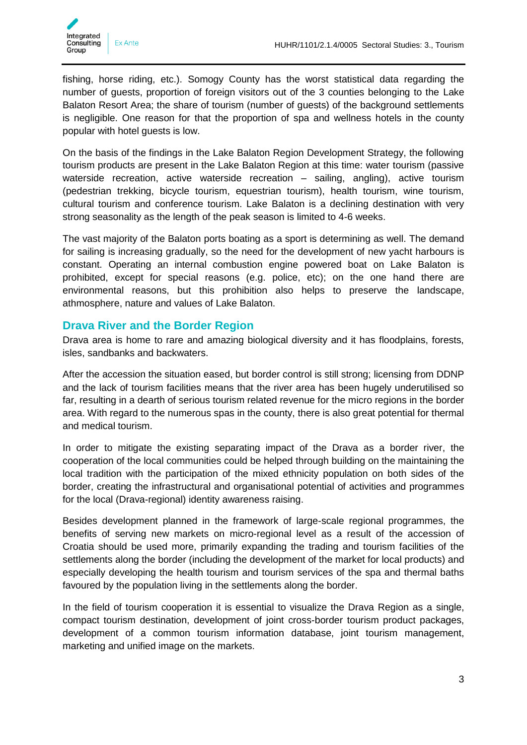fishing, horse riding, etc.). Somogy County has the worst statistical data regarding the number of guests, proportion of foreign visitors out of the 3 counties belonging to the Lake Balaton Resort Area; the share of tourism (number of guests) of the background settlements is negligible. One reason for that the proportion of spa and wellness hotels in the county popular with hotel guests is low.

On the basis of the findings in the Lake Balaton Region Development Strategy, the following tourism products are present in the Lake Balaton Region at this time: water tourism (passive waterside recreation, active waterside recreation – sailing, angling), active tourism (pedestrian trekking, bicycle tourism, equestrian tourism), health tourism, wine tourism, cultural tourism and conference tourism. Lake Balaton is a declining destination with very strong seasonality as the length of the peak season is limited to 4-6 weeks.

The vast majority of the Balaton ports boating as a sport is determining as well. The demand for sailing is increasing gradually, so the need for the development of new yacht harbours is constant. Operating an internal combustion engine powered boat on Lake Balaton is prohibited, except for special reasons (e.g. police, etc); on the one hand there are environmental reasons, but this prohibition also helps to preserve the landscape, athmosphere, nature and values of Lake Balaton.

## Drava River and the Border Region

Drava area is home to rare and amazing biological diversity and it has floodplains, forests, isles, sandbanks and backwaters.

After the accession the situation eased, but border control is still strong; licensing from DDNP and the lack of tourism facilities means that the river area has been hugely underutilised so far, resulting in a dearth of serious tourism related revenue for the micro regions in the border area. With regard to the numerous spas in the county, there is also great potential for thermal and medical tourism.

In order to mitigate the existing separating impact of the Drava as a border river, the cooperation of the local communities could be helped through building on the maintaining the local tradition with the participation of the mixed ethnicity population on both sides of the border, creating the infrastructural and organisational potential of activities and programmes for the local (Drava-regional) identity awareness raising.

Besides development planned in the framework of large-scale regional programmes, the benefits of serving new markets on micro-regional level as a result of the accession of Croatia should be used more, primarily expanding the trading and tourism facilities of the settlements along the border (including the development of the market for local products) and especially developing the health tourism and tourism services of the spa and thermal baths favoured by the population living in the settlements along the border.

In the field of tourism cooperation it is essential to visualize the Drava Region as a single, compact tourism destination, development of joint cross-border tourism product packages, development of a common tourism information database, joint tourism management, marketing and unified image on the markets.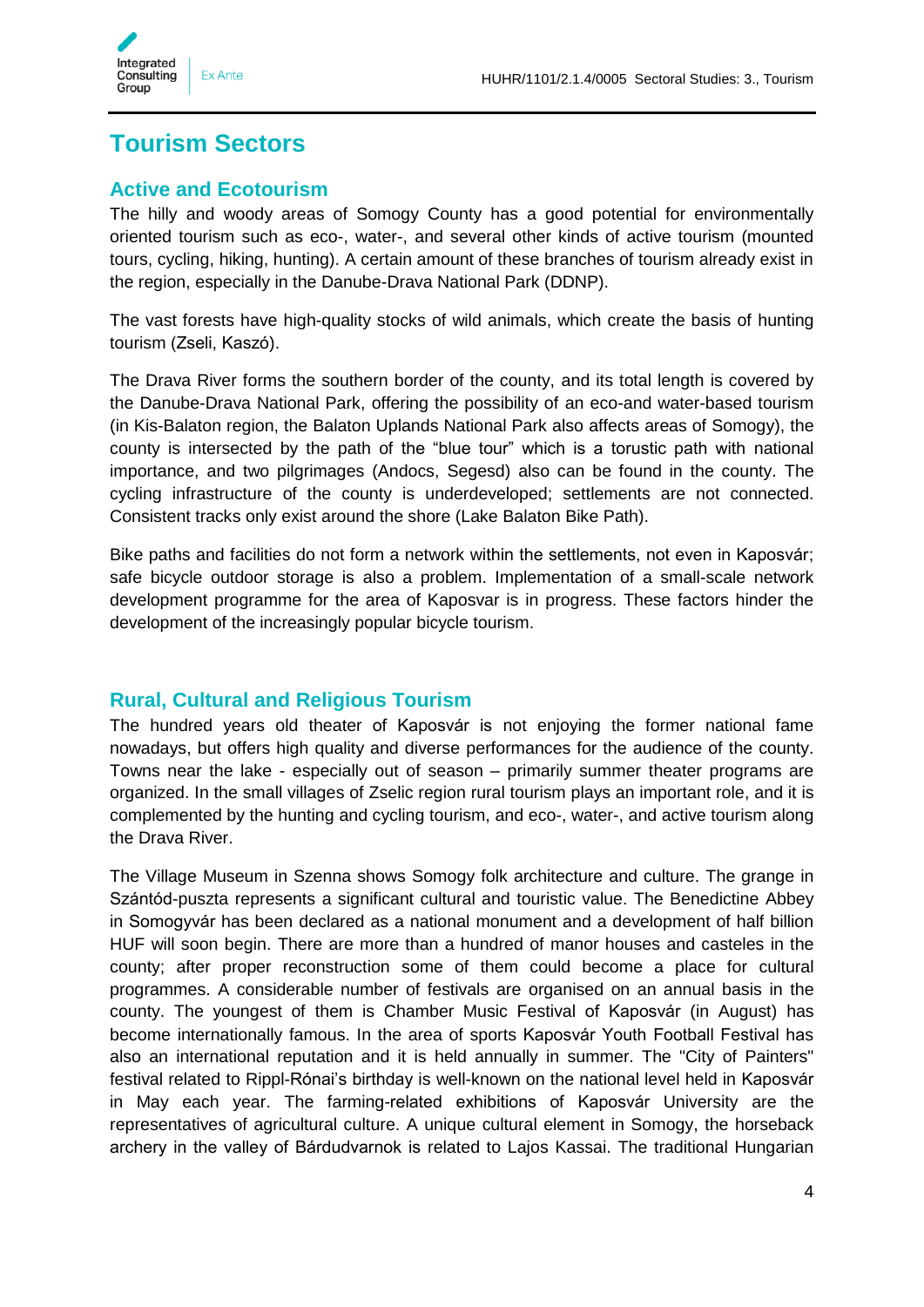# Tourism Sectors

## Active and Ecotourism

The hilly and woody areas of Somogy County has a good potential for environmentally oriented tourism such as eco-, water-, and several other kinds of active tourism (mounted tours, cycling, hiking, hunting). A certain amount of these branches of tourism already exist in the region, especially in the Danube-Drava National Park (DDNP).

The vast forests have high-quality stocks of wild animals, which create the basis of hunting tourism (Zseli, Kaszó).

The Drava River forms the southern border of the county, and its total length is covered by the Danube-Drava National Park, offering the possibility of an eco-and water-based tourism (in Kis-Balaton region, the Balaton Uplands National Park also affects areas of Somogy), the county is intersected by the path of the "blue tour" which is a torustic path with national importance, and two pilgrimages (Andocs, Segesd) also can be found in the county. The cycling infrastructure of the county is underdeveloped; settlements are not connected. Consistent tracks only exist around the shore (Lake Balaton Bike Path).

Bike paths and facilities do not form a network within the settlements, not even in Kaposvár; safe bicycle outdoor storage is also a problem. Implementation of a small-scale network development programme for the area of Kaposvar is in progress. These factors hinder the development of the increasingly popular bicycle tourism.

## Rural, Cultural and Religious Tourism

The hundred years old theater of Kaposvár is not enjoying the former national fame nowadays, but offers high quality and diverse performances for the audience of the county. Towns near the lake - especially out of season – primarily summer theater programs are organized. In the small villages of Zselic region rural tourism plays an important role, and it is complemented by the hunting and cycling tourism, and eco-, water-, and active tourism along the Drava River.

The Village Museum in Szenna shows Somogy folk architecture and culture. The grange in Szántód-puszta represents a significant cultural and touristic value. The Benedictine Abbey in Somogyvár has been declared as a national monument and a development of half billion HUF will soon begin. There are more than a hundred of manor houses and casteles in the county; after proper reconstruction some of them could become a place for cultural programmes. A considerable number of festivals are organised on an annual basis in the county. The youngest of them is Chamber Music Festival of Kaposvár (in August) has become internationally famous. In the area of sports Kaposvár Youth Football Festival has also an international reputation and it is held annually in summer. The "City of Painters" festival related to Rippl-Rónai's birthday is well-known on the national level held in Kaposvár in May each year. The farming-related exhibitions of Kaposvár University are the representatives of agricultural culture. A unique cultural element in Somogy, the horseback archery in the valley of Bárdudvarnok is related to Lajos Kassai. The traditional Hungarian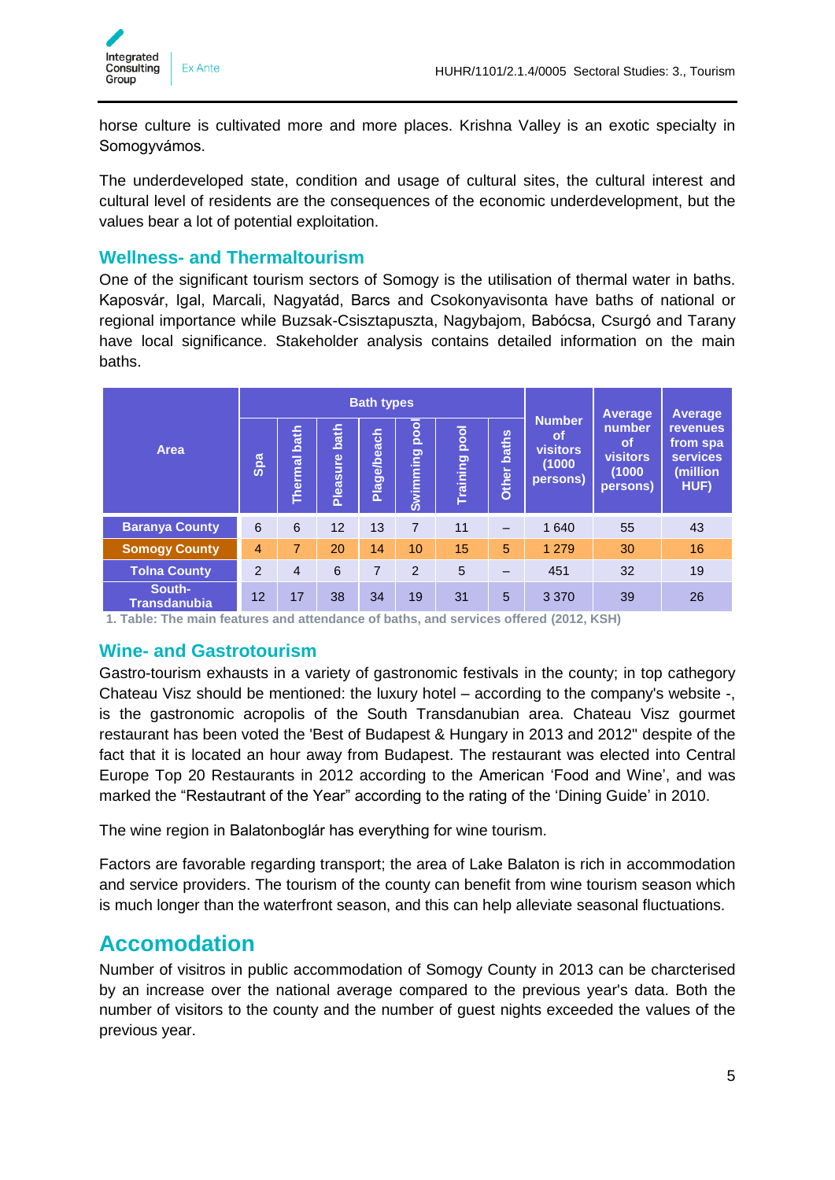horse culture is cultivated more and more places. Krishna Valley is an exotic specialty in Somogyvámos.

The underdeveloped state, condition and usage of cultural sites, the cultural interest and cultural level of residents are the consequences of the economic underdevelopment, but the values bear a lot of potential exploitation.

### Wellness- and Thermaltourism

One of the significant tourism sectors of Somogy is the utilisation of thermal water in baths. Kaposvár, Igal, Marcali, Nagyatád, Barcs and Csokonyavisonta have baths of national or regional importance while Buzsak-Csisztapuszta, Nagybajom, Babócsa, Csurgó and Tarany have local significance. Stakeholder analysis contains detailed information on the main baths.

| Area | Bath types | | | | | | | Number of visitors (1000 persons) | Average number of visitors (1000 persons) | Average revenues from spa services (million HUF) |
|---|---|---|---|---|---|---|---|---|---|---|
| | Spa | Thermal bath | Pleasure bath | Plage/beach | Swimming pool | Training pool | Other baths | | | |
| Baranya County | 6 | 6 | 12 | 13 | 7 | 11 | – | 1 640 | 55 | 43 |
| Somogy County | 4 | 7 | 20 | 14 | 10 | 15 | 5 | 1 279 | 30 | 16 |
| Tolna County | 2 | 4 | 6 | 7 | 2 | 5 | – | 451 | 32 | 19 |
| South-Transdanubia | 12 | 17 | 38 | 34 | 19 | 31 | 5 | 3 370 | 39 | 26 |

1. Table: The main features and attendance of baths, and services offered (2012, KSH)

### Wine- and Gastrotourism

Gastro-tourism exhausts in a variety of gastronomic festivals in the county; in top cathegory Chateau Visz should be mentioned: the luxury hotel – according to the company's website -, is the gastronomic acropolis of the South Transdanubian area. Chateau Visz gourmet restaurant has been voted the 'Best of Budapest & Hungary in 2013 and 2012" despite of the fact that it is located an hour away from Budapest. The restaurant was elected into Central Europe Top 20 Restaurants in 2012 according to the American 'Food and Wine', and was marked the "Restautrant of the Year" according to the rating of the 'Dining Guide' in 2010.

The wine region in Balatonboglár has everything for wine tourism.

Factors are favorable regarding transport; the area of Lake Balaton is rich in accommodation and service providers. The tourism of the county can benefit from wine tourism season which is much longer than the waterfront season, and this can help alleviate seasonal fluctuations.

## Accomodation

Number of visitros in public accommodation of Somogy County in 2013 can be charcterised by an increase over the national average compared to the previous year's data. Both the number of visitors to the county and the number of guest nights exceeded the values of the previous year.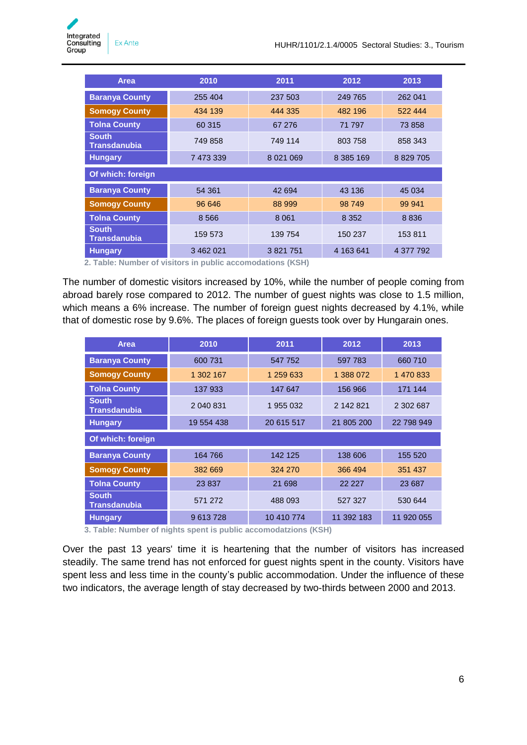| Area | 2010 | 2011 | 2012 | 2013 |
| --- | --- | --- | --- | --- |
| Baranya County | 255 404 | 237 503 | 249 765 | 262 041 |
| Somogy County | 434 139 | 444 335 | 482 196 | 522 444 |
| Tolna County | 60 315 | 67 276 | 71 797 | 73 858 |
| South Transdanubia | 749 858 | 749 114 | 803 758 | 858 343 |
| Hungary | 7 473 339 | 8 021 069 | 8 385 169 | 8 829 705 |
| Of which: foreign | | | | |
| Baranya County | 54 361 | 42 694 | 43 136 | 45 034 |
| Somogy County | 96 646 | 88 999 | 98 749 | 99 941 |
| Tolna County | 8 566 | 8 061 | 8 352 | 8 836 |
| South Transdanubia | 159 573 | 139 754 | 150 237 | 153 811 |
| Hungary | 3 462 021 | 3 821 751 | 4 163 641 | 4 377 792 |

2. Table: Number of visitors in public accomodations (KSH)

The number of domestic visitors increased by 10%, while the number of people coming from abroad barely rose compared to 2012. The number of guest nights was close to 1.5 million, which means a 6% increase. The number of foreign guest nights decreased by 4.1%, while that of domestic rose by 9.6%. The places of foreign guests took over by Hungarain ones.

| Area | 2010 | 2011 | 2012 | 2013 |
| --- | --- | --- | --- | --- |
| Baranya County | 600 731 | 547 752 | 597 783 | 660 710 |
| Somogy County | 1 302 167 | 1 259 633 | 1 388 072 | 1 470 833 |
| Tolna County | 137 933 | 147 647 | 156 966 | 171 144 |
| South Transdanubia | 2 040 831 | 1 955 032 | 2 142 821 | 2 302 687 |
| Hungary | 19 554 438 | 20 615 517 | 21 805 200 | 22 798 949 |
| Of which: foreign | | | | |
| Baranya County | 164 766 | 142 125 | 138 606 | 155 520 |
| Somogy County | 382 669 | 324 270 | 366 494 | 351 437 |
| Tolna County | 23 837 | 21 698 | 22 227 | 23 687 |
| South Transdanubia | 571 272 | 488 093 | 527 327 | 530 644 |
| Hungary | 9 613 728 | 10 410 774 | 11 392 183 | 11 920 055 |

3. Table: Number of nights spent is public accomodatzions (KSH)

Over the past 13 years' time it is heartening that the number of visitors has increased steadily. The same trend has not enforced for guest nights spent in the county. Visitors have spent less and less time in the county's public accommodation. Under the influence of these two indicators, the average length of stay decreased by two-thirds between 2000 and 2013.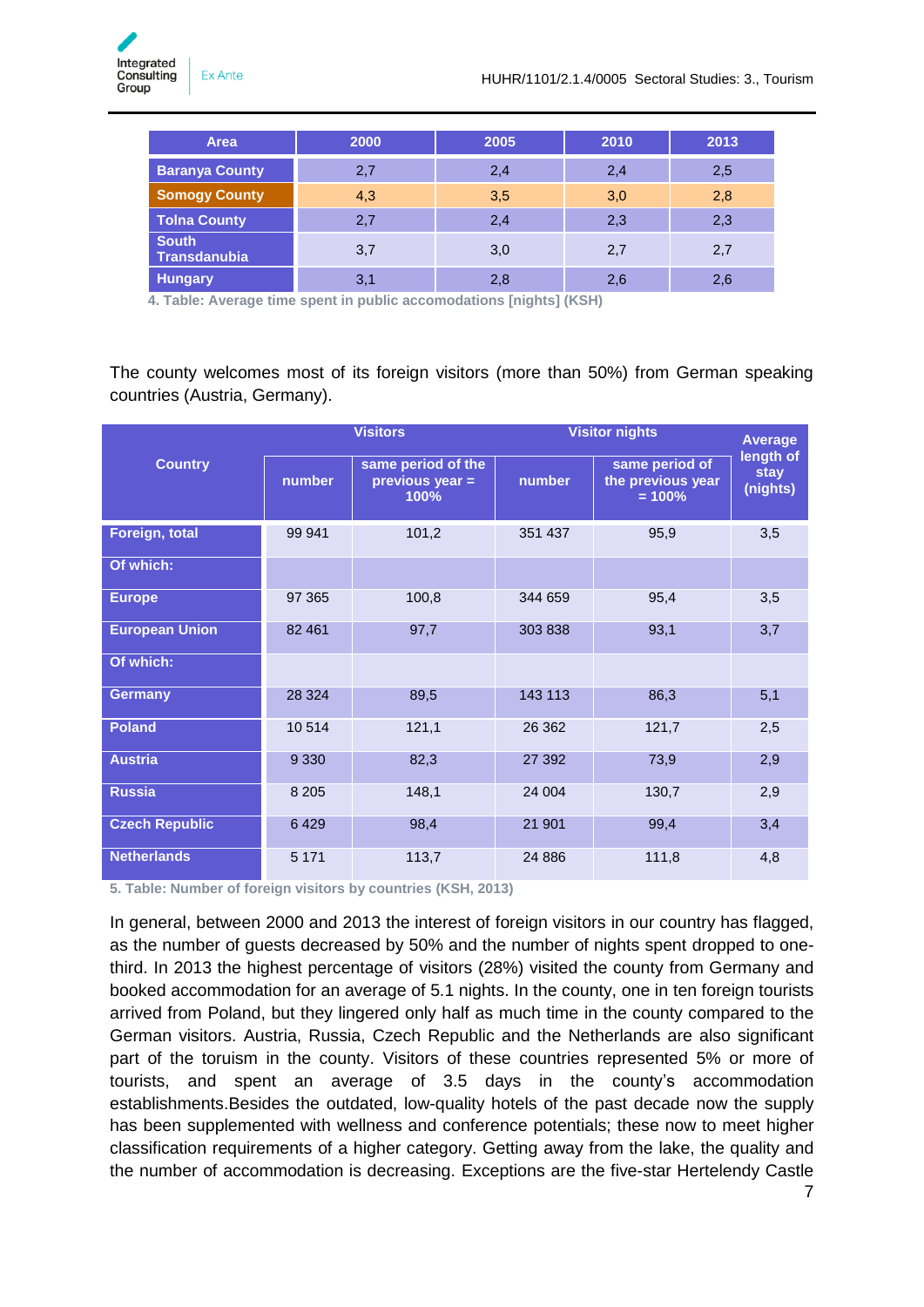| Area | 2000 | 2005 | 2010 | 2013 |
|---|---|---|---|---|
| Baranya County | 2,7 | 2,4 | 2,4 | 2,5 |
| Somogy County | 4,3 | 3,5 | 3,0 | 2,8 |
| Tolna County | 2,7 | 2,4 | 2,3 | 2,3 |
| South Transdanubia | 3,7 | 3,0 | 2,7 | 2,7 |
| Hungary | 3,1 | 2,8 | 2,6 | 2,6 |

4. Table: Average time spent in public accomodations [nights] (KSH)

The county welcomes most of its foreign visitors (more than 50%) from German speaking countries (Austria, Germany).

| Country | Visitors | | Visitor nights | | Average length of stay (nights) |
|---|---|---|---|---|---|
| | number | same period of the previous year = 100% | number | same period of the previous year = 100% | |
| Foreign, total | 99 941 | 101,2 | 351 437 | 95,9 | 3,5 |
| Of which: | | | | | |
| Europe | 97 365 | 100,8 | 344 659 | 95,4 | 3,5 |
| European Union | 82 461 | 97,7 | 303 838 | 93,1 | 3,7 |
| Of which: | | | | | |
| Germany | 28 324 | 89,5 | 143 113 | 86,3 | 5,1 |
| Poland | 10 514 | 121,1 | 26 362 | 121,7 | 2,5 |
| Austria | 9 330 | 82,3 | 27 392 | 73,9 | 2,9 |
| Russia | 8 205 | 148,1 | 24 004 | 130,7 | 2,9 |
| Czech Republic | 6 429 | 98,4 | 21 901 | 99,4 | 3,4 |
| Netherlands | 5 171 | 113,7 | 24 886 | 111,8 | 4,8 |

5. Table: Number of foreign visitors by countries (KSH, 2013)

In general, between 2000 and 2013 the interest of foreign visitors in our country has flagged, as the number of guests decreased by 50% and the number of nights spent dropped to one-third. In 2013 the highest percentage of visitors (28%) visited the county from Germany and booked accommodation for an average of 5.1 nights. In the county, one in ten foreign tourists arrived from Poland, but they lingered only half as much time in the county compared to the German visitors. Austria, Russia, Czech Republic and the Netherlands are also significant part of the toruism in the county. Visitors of these countries represented 5% or more of tourists, and spent an average of 3.5 days in the county's accommodation establishments.Besides the outdated, low-quality hotels of the past decade now the supply has been supplemented with wellness and conference potentials; these now to meet higher classification requirements of a higher category. Getting away from the lake, the quality and the number of accommodation is decreasing. Exceptions are the five-star Hertelendy Castle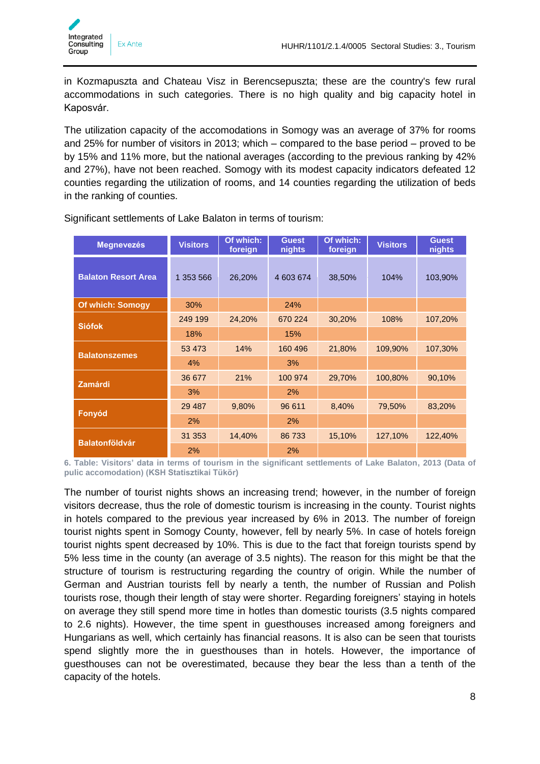in Kozmapuszta and Chateau Visz in Berencsepuszta; these are the country's few rural accommodations in such categories. There is no high quality and big capacity hotel in Kaposvár.

The utilization capacity of the accomodations in Somogy was an average of 37% for rooms and 25% for number of visitors in 2013; which – compared to the base period – proved to be by 15% and 11% more, but the national averages (according to the previous ranking by 42% and 27%), have not been reached. Somogy with its modest capacity indicators defeated 12 counties regarding the utilization of rooms, and 14 counties regarding the utilization of beds in the ranking of counties.

Significant settlements of Lake Balaton in terms of tourism:

| Megnevezés | Visitors | Of which: foreign | Guest nights | Of which: foreign | Visitors | Guest nights |
|---|---|---|---|---|---|---|
| Balaton Resort Area | 1 353 566 | 26,20% | 4 603 674 | 38,50% | 104% | 103,90% |
| Of which: Somogy | 30% | | 24% | | | |
| Siófok | 249 199 | 24,20% | 670 224 | 30,20% | 108% | 107,20% |
| | 18% | | 15% | | | |
| Balatonszemes | 53 473 | 14% | 160 496 | 21,80% | 109,90% | 107,30% |
| | 4% | | 3% | | | |
| Zamárdi | 36 677 | 21% | 100 974 | 29,70% | 100,80% | 90,10% |
| | 3% | | 2% | | | |
| Fonyód | 29 487 | 9,80% | 96 611 | 8,40% | 79,50% | 83,20% |
| | 2% | | 2% | | | |
| Balatonföldvár | 31 353 | 14,40% | 86 733 | 15,10% | 127,10% | 122,40% |
| | 2% | | 2% | | | |

**6. Table: Visitors' data in terms of tourism in the significant settlements of Lake Balaton, 2013 (Data of pulic accomodation) (KSH Statisztikai Tükör)**

The number of tourist nights shows an increasing trend; however, in the number of foreign visitors decrease, thus the role of domestic tourism is increasing in the county. Tourist nights in hotels compared to the previous year increased by 6% in 2013. The number of foreign tourist nights spent in Somogy County, however, fell by nearly 5%. In case of hotels foreign tourist nights spent decreased by 10%. This is due to the fact that foreign tourists spend by 5% less time in the county (an average of 3.5 nights). The reason for this might be that the structure of tourism is restructuring regarding the country of origin. While the number of German and Austrian tourists fell by nearly a tenth, the number of Russian and Polish tourists rose, though their length of stay were shorter. Regarding foreigners' staying in hotels on average they still spend more time in hotles than domestic tourists (3.5 nights compared to 2.6 nights). However, the time spent in guesthouses increased among foreigners and Hungarians as well, which certainly has financial reasons. It is also can be seen that tourists spend slightly more the in guesthouses than in hotels. However, the importance of guesthouses can not be overestimated, because they bear the less than a tenth of the capacity of the hotels.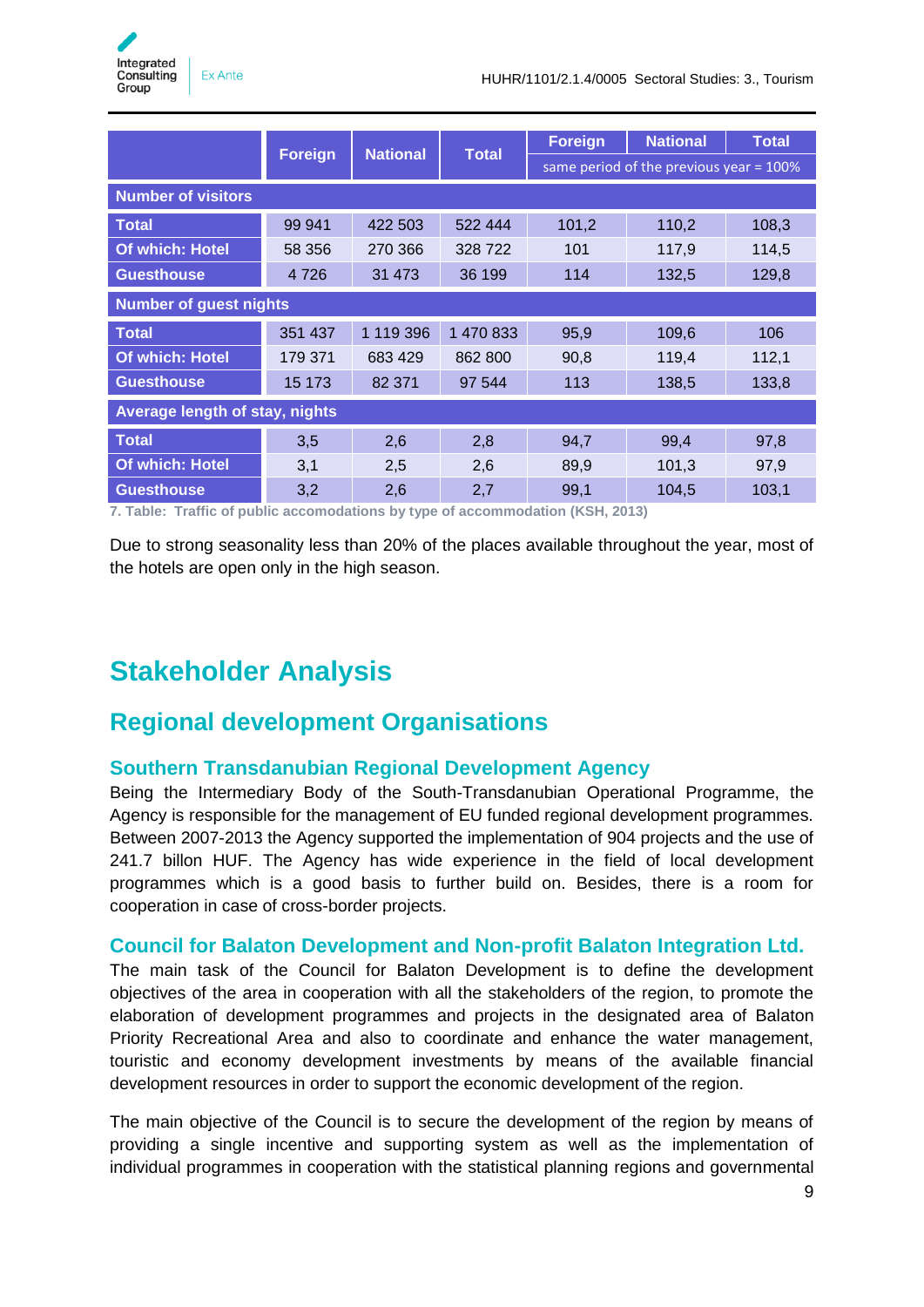| | Foreign | National | Total | Foreign | National | Total |
|---|---|---|---|---|---|---|
| | | | | same period of the previous year = 100% | | |
| **Number of visitors** | | | | | | |
| **Total** | 99 941 | 422 503 | 522 444 | 101,2 | 110,2 | 108,3 |
| **Of which: Hotel** | 58 356 | 270 366 | 328 722 | 101 | 117,9 | 114,5 |
| **Guesthouse** | 4 726 | 31 473 | 36 199 | 114 | 132,5 | 129,8 |
| **Number of guest nights** | | | | | | |
| **Total** | 351 437 | 1 119 396 | 1 470 833 | 95,9 | 109,6 | 106 |
| **Of which: Hotel** | 179 371 | 683 429 | 862 800 | 90,8 | 119,4 | 112,1 |
| **Guesthouse** | 15 173 | 82 371 | 97 544 | 113 | 138,5 | 133,8 |
| **Average length of stay, nights** | | | | | | |
| **Total** | 3,5 | 2,6 | 2,8 | 94,7 | 99,4 | 97,8 |
| **Of which: Hotel** | 3,1 | 2,5 | 2,6 | 89,9 | 101,3 | 97,9 |
| **Guesthouse** | 3,2 | 2,6 | 2,7 | 99,1 | 104,5 | 103,1 |

7. Table: Traffic of public accomodations by type of accommodation (KSH, 2013)

Due to strong seasonality less than 20% of the places available throughout the year, most of the hotels are open only in the high season.

# Stakeholder Analysis

## Regional development Organisations

### Southern Transdanubian Regional Development Agency

Being the Intermediary Body of the South-Transdanubian Operational Programme, the Agency is responsible for the management of EU funded regional development programmes. Between 2007-2013 the Agency supported the implementation of 904 projects and the use of 241.7 billon HUF. The Agency has wide experience in the field of local development programmes which is a good basis to further build on. Besides, there is a room for cooperation in case of cross-border projects.

### Council for Balaton Development and Non-profit Balaton Integration Ltd.

The main task of the Council for Balaton Development is to define the development objectives of the area in cooperation with all the stakeholders of the region, to promote the elaboration of development programmes and projects in the designated area of Balaton Priority Recreational Area and also to coordinate and enhance the water management, touristic and economy development investments by means of the available financial development resources in order to support the economic development of the region.

The main objective of the Council is to secure the development of the region by means of providing a single incentive and supporting system as well as the implementation of individual programmes in cooperation with the statistical planning regions and governmental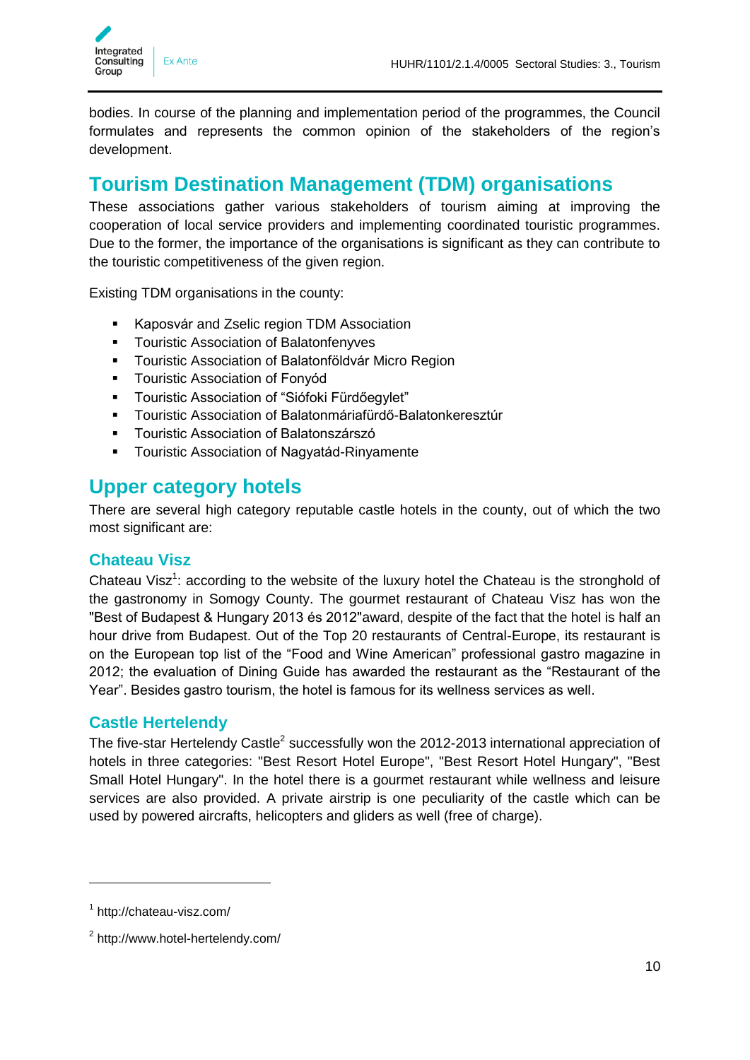bodies. In course of the planning and implementation period of the programmes, the Council formulates and represents the common opinion of the stakeholders of the region's development.

## Tourism Destination Management (TDM) organisations

These associations gather various stakeholders of tourism aiming at improving the cooperation of local service providers and implementing coordinated touristic programmes. Due to the former, the importance of the organisations is significant as they can contribute to the touristic competitiveness of the given region.

Existing TDM organisations in the county:

- Kaposvár and Zselic region TDM Association
- Touristic Association of Balatonfenyves
- Touristic Association of Balatonföldvár Micro Region
- Touristic Association of Fonyód
- Touristic Association of "Siófoki Fürdőegylet"
- Touristic Association of Balatonmáriafürdő-Balatonkeresztúr
- Touristic Association of Balatonszárszó
- Touristic Association of Nagyatád-Rinyamente

## Upper category hotels

There are several high category reputable castle hotels in the county, out of which the two most significant are:

### Chateau Visz

Chateau Visz[1]: according to the website of the luxury hotel the Chateau is the stronghold of the gastronomy in Somogy County. The gourmet restaurant of Chateau Visz has won the "Best of Budapest & Hungary 2013 és 2012"award, despite of the fact that the hotel is half an hour drive from Budapest. Out of the Top 20 restaurants of Central-Europe, its restaurant is on the European top list of the "Food and Wine American" professional gastro magazine in 2012; the evaluation of Dining Guide has awarded the restaurant as the "Restaurant of the Year". Besides gastro tourism, the hotel is famous for its wellness services as well.

### Castle Hertelendy

The five-star Hertelendy Castle[2] successfully won the 2012-2013 international appreciation of hotels in three categories: "Best Resort Hotel Europe", "Best Resort Hotel Hungary", "Best Small Hotel Hungary". In the hotel there is a gourmet restaurant while wellness and leisure services are also provided. A private airstrip is one peculiarity of the castle which can be used by powered aircrafts, helicopters and gliders as well (free of charge).

---

[1] http://chateau-visz.com/

[2] http://www.hotel-hertelendy.com/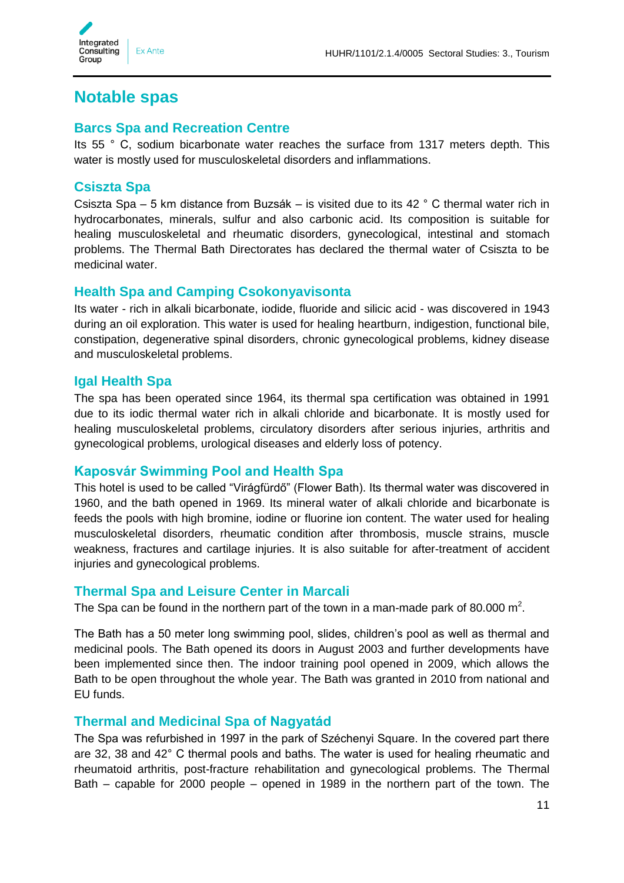# Notable spas

## Barcs Spa and Recreation Centre

Its 55 ° C, sodium bicarbonate water reaches the surface from 1317 meters depth. This water is mostly used for musculoskeletal disorders and inflammations.

## Csiszta Spa

Csiszta Spa – 5 km distance from Buzsák – is visited due to its 42 ° C thermal water rich in hydrocarbonates, minerals, sulfur and also carbonic acid. Its composition is suitable for healing musculoskeletal and rheumatic disorders, gynecological, intestinal and stomach problems. The Thermal Bath Directorates has declared the thermal water of Csiszta to be medicinal water.

## Health Spa and Camping Csokonyavisonta

Its water - rich in alkali bicarbonate, iodide, fluoride and silicic acid - was discovered in 1943 during an oil exploration. This water is used for healing heartburn, indigestion, functional bile, constipation, degenerative spinal disorders, chronic gynecological problems, kidney disease and musculoskeletal problems.

## Igal Health Spa

The spa has been operated since 1964, its thermal spa certification was obtained in 1991 due to its iodic thermal water rich in alkali chloride and bicarbonate. It is mostly used for healing musculoskeletal problems, circulatory disorders after serious injuries, arthritis and gynecological problems, urological diseases and elderly loss of potency.

## Kaposvár Swimming Pool and Health Spa

This hotel is used to be called "Virágfürdő" (Flower Bath). Its thermal water was discovered in 1960, and the bath opened in 1969. Its mineral water of alkali chloride and bicarbonate is feeds the pools with high bromine, iodine or fluorine ion content. The water used for healing musculoskeletal disorders, rheumatic condition after thrombosis, muscle strains, muscle weakness, fractures and cartilage injuries. It is also suitable for after-treatment of accident injuries and gynecological problems.

## Thermal Spa and Leisure Center in Marcali

The Spa can be found in the northern part of the town in a man-made park of 80.000 $m^2$.

The Bath has a 50 meter long swimming pool, slides, children's pool as well as thermal and medicinal pools. The Bath opened its doors in August 2003 and further developments have been implemented since then. The indoor training pool opened in 2009, which allows the Bath to be open throughout the whole year. The Bath was granted in 2010 from national and EU funds.

## Thermal and Medicinal Spa of Nagyatád

The Spa was refurbished in 1997 in the park of Széchenyi Square. In the covered part there are 32, 38 and 42° C thermal pools and baths. The water is used for healing rheumatic and rheumatoid arthritis, post-fracture rehabilitation and gynecological problems. The Thermal Bath – capable for 2000 people – opened in 1989 in the northern part of the town. The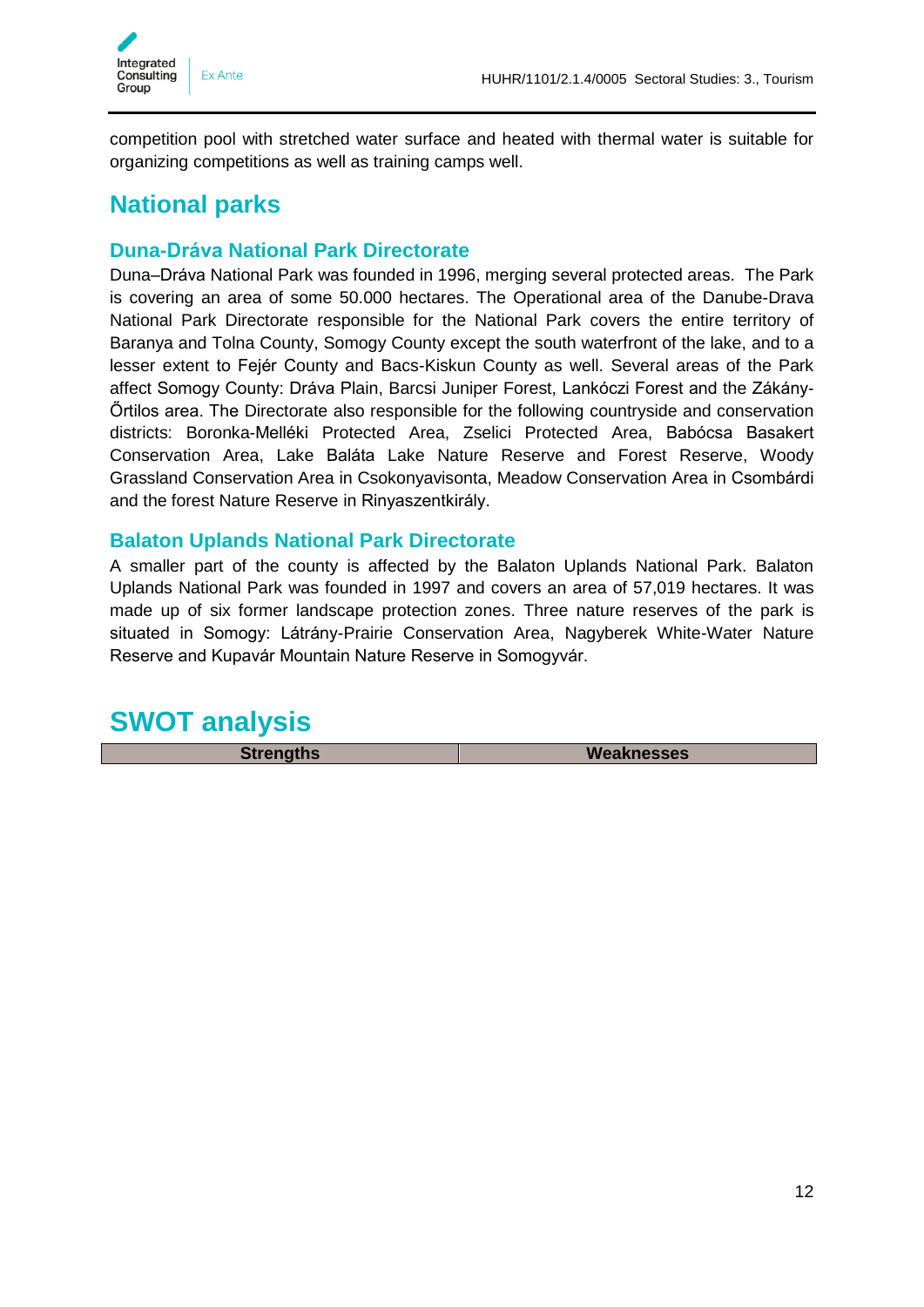competition pool with stretched water surface and heated with thermal water is suitable for organizing competitions as well as training camps well.

## National parks

### Duna-Dráva National Park Directorate

Duna–Dráva National Park was founded in 1996, merging several protected areas. The Park is covering an area of some 50.000 hectares. The Operational area of the Danube-Drava National Park Directorate responsible for the National Park covers the entire territory of Baranya and Tolna County, Somogy County except the south waterfront of the lake, and to a lesser extent to Fejér County and Bacs-Kiskun County as well. Several areas of the Park affect Somogy County: Dráva Plain, Barcsi Juniper Forest, Lankóczi Forest and the Zákány-Őrtilos area. The Directorate also responsible for the following countryside and conservation districts: Boronka-Melléki Protected Area, Zselici Protected Area, Babócsa Basakert Conservation Area, Lake Baláta Lake Nature Reserve and Forest Reserve, Woody Grassland Conservation Area in Csokonyavisonta, Meadow Conservation Area in Csombárdi and the forest Nature Reserve in Rinyaszentkirály.

### Balaton Uplands National Park Directorate

A smaller part of the county is affected by the Balaton Uplands National Park. Balaton Uplands National Park was founded in 1997 and covers an area of 57,019 hectares. It was made up of six former landscape protection zones. Three nature reserves of the park is situated in Somogy: Látrány-Prairie Conservation Area, Nagyberek White-Water Nature Reserve and Kupavár Mountain Nature Reserve in Somogyvár.

# SWOT analysis

| Strengths | Weaknesses |
| --- | --- |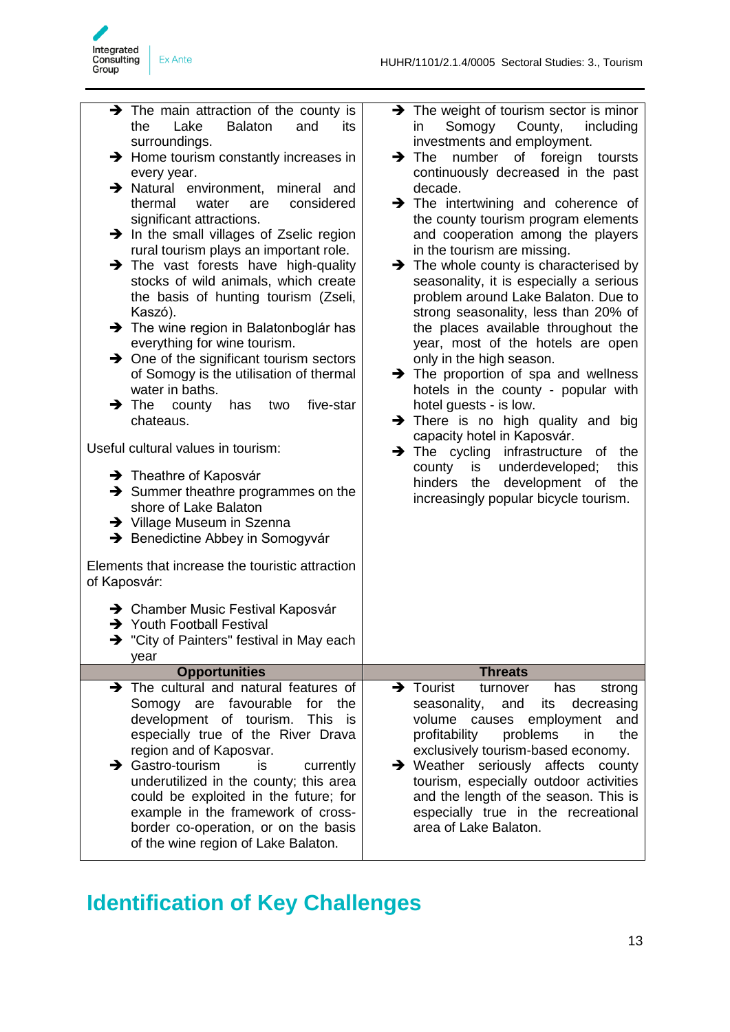| | |
|---|---|
| ➔ The main attraction of the county is the Lake Balaton and its surroundings.<br>➔ Home tourism constantly increases in every year.<br>➔ Natural environment, mineral and thermal water are considered significant attractions.<br>➔ In the small villages of Zselic region rural tourism plays an important role.<br>➔ The vast forests have high-quality stocks of wild animals, which create the basis of hunting tourism (Zseli, Kaszó).<br>➔ The wine region in Balatonboglár has everything for wine tourism.<br>➔ One of the significant tourism sectors of Somogy is the utilisation of thermal water in baths.<br>➔ The county has two five-star chateaus.<br><br>Useful cultural values in tourism:<br><br>➔ Theathre of Kaposvár<br>➔ Summer theathre programmes on the shore of Lake Balaton<br>➔ Village Museum in Szenna<br>➔ Benedictine Abbey in Somogyvár<br><br>Elements that increase the touristic attraction of Kaposvár:<br><br>➔ Chamber Music Festival Kaposvár<br>➔ Youth Football Festival<br>➔ "City of Painters" festival in May each year | ➔ The weight of tourism sector is minor in Somogy County, including investments and employment.<br>➔ The number of foreign tourists continuously decreased in the past decade.<br>➔ The intertwining and coherence of the county tourism program elements and cooperation among the players in the tourism are missing.<br>➔ The whole county is characterised by seasonality, it is especially a serious problem around Lake Balaton. Due to strong seasonality, less than 20% of the places available throughout the year, most of the hotels are open only in the high season.<br>➔ The proportion of spa and wellness hotels in the county - popular with hotel guests - is low.<br>➔ There is no high quality and big capacity hotel in Kaposvár.<br>➔ The cycling infrastructure of the county is underdeveloped; this hinders the development of the increasingly popular bicycle tourism. |
| **Opportunities** | **Threats** |
| ➔ The cultural and natural features of Somogy are favourable for the development of tourism. This is especially true of the River Drava region and of Kaposvar.<br>➔ Gastro-tourism is currently underutilized in the county; this area could be exploited in the future; for example in the framework of cross-border co-operation, or on the basis of the wine region of Lake Balaton. | ➔ Tourist turnover has strong seasonality, and its decreasing volume causes employment and profitability problems in the exclusively tourism-based economy.<br>➔ Weather seriously affects county tourism, especially outdoor activities and the length of the season. This is especially true in the recreational area of Lake Balaton. |

# Identification of Key Challenges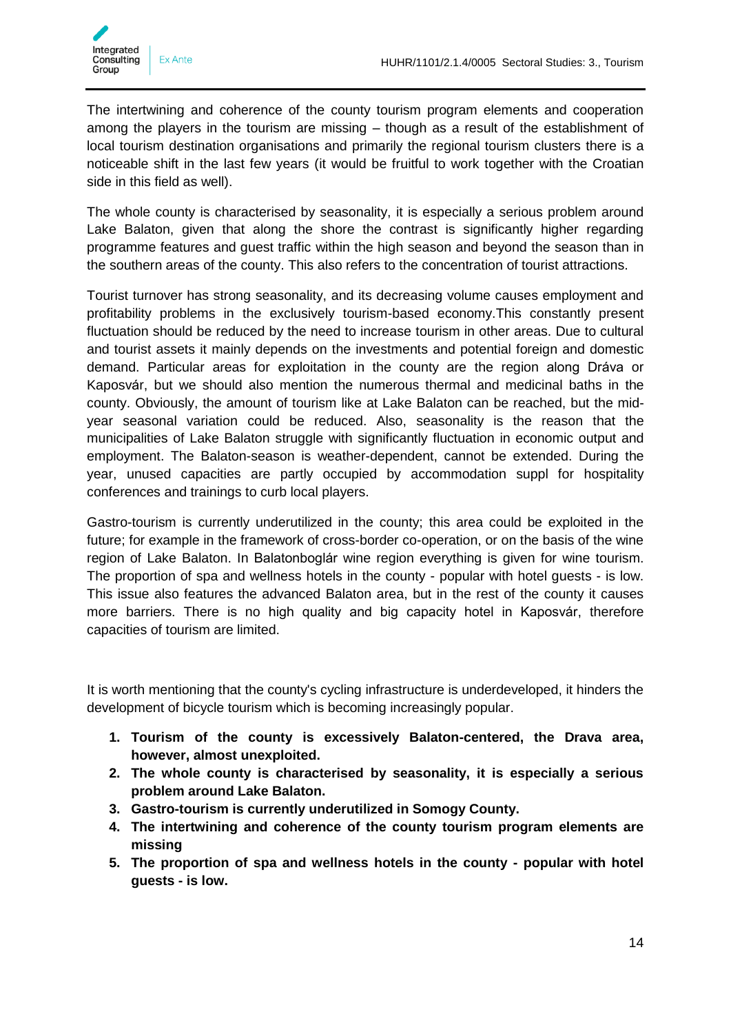The intertwining and coherence of the county tourism program elements and cooperation among the players in the tourism are missing – though as a result of the establishment of local tourism destination organisations and primarily the regional tourism clusters there is a noticeable shift in the last few years (it would be fruitful to work together with the Croatian side in this field as well).

The whole county is characterised by seasonality, it is especially a serious problem around Lake Balaton, given that along the shore the contrast is significantly higher regarding programme features and guest traffic within the high season and beyond the season than in the southern areas of the county. This also refers to the concentration of tourist attractions.

Tourist turnover has strong seasonality, and its decreasing volume causes employment and profitability problems in the exclusively tourism-based economy.This constantly present fluctuation should be reduced by the need to increase tourism in other areas. Due to cultural and tourist assets it mainly depends on the investments and potential foreign and domestic demand. Particular areas for exploitation in the county are the region along Dráva or Kaposvár, but we should also mention the numerous thermal and medicinal baths in the county. Obviously, the amount of tourism like at Lake Balaton can be reached, but the mid-year seasonal variation could be reduced. Also, seasonality is the reason that the municipalities of Lake Balaton struggle with significantly fluctuation in economic output and employment. The Balaton-season is weather-dependent, cannot be extended. During the year, unused capacities are partly occupied by accommodation suppl for hospitality conferences and trainings to curb local players.

Gastro-tourism is currently underutilized in the county; this area could be exploited in the future; for example in the framework of cross-border co-operation, or on the basis of the wine region of Lake Balaton. In Balatonboglár wine region everything is given for wine tourism. The proportion of spa and wellness hotels in the county - popular with hotel guests - is low. This issue also features the advanced Balaton area, but in the rest of the county it causes more barriers. There is no high quality and big capacity hotel in Kaposvár, therefore capacities of tourism are limited.

It is worth mentioning that the county's cycling infrastructure is underdeveloped, it hinders the development of bicycle tourism which is becoming increasingly popular.

1. **Tourism of the county is excessively Balaton-centered, the Drava area, however, almost unexploited.**
2. **The whole county is characterised by seasonality, it is especially a serious problem around Lake Balaton.**
3. **Gastro-tourism is currently underutilized in Somogy County.**
4. **The intertwining and coherence of the county tourism program elements are missing**
5. **The proportion of spa and wellness hotels in the county - popular with hotel guests - is low.**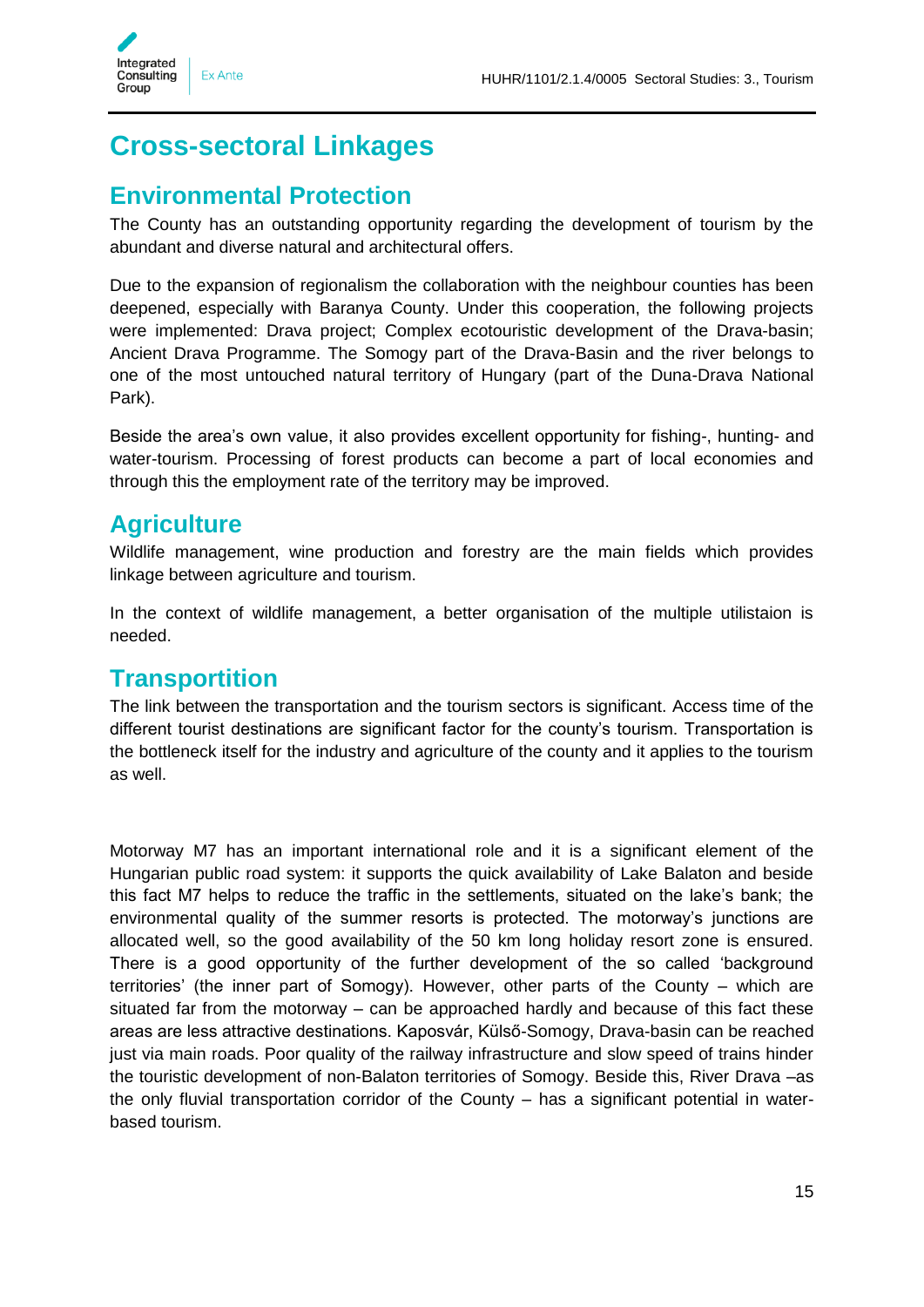# Cross-sectoral Linkages

## Environmental Protection

The County has an outstanding opportunity regarding the development of tourism by the abundant and diverse natural and architectural offers.

Due to the expansion of regionalism the collaboration with the neighbour counties has been deepened, especially with Baranya County. Under this cooperation, the following projects were implemented: Drava project; Complex ecotouristic development of the Drava-basin; Ancient Drava Programme. The Somogy part of the Drava-Basin and the river belongs to one of the most untouched natural territory of Hungary (part of the Duna-Drava National Park).

Beside the area's own value, it also provides excellent opportunity for fishing-, hunting- and water-tourism. Processing of forest products can become a part of local economies and through this the employment rate of the territory may be improved.

## Agriculture

Wildlife management, wine production and forestry are the main fields which provides linkage between agriculture and tourism.

In the context of wildlife management, a better organisation of the multiple utilistaion is needed.

## Transportition

The link between the transportation and the tourism sectors is significant. Access time of the different tourist destinations are significant factor for the county's tourism. Transportation is the bottleneck itself for the industry and agriculture of the county and it applies to the tourism as well.

Motorway M7 has an important international role and it is a significant element of the Hungarian public road system: it supports the quick availability of Lake Balaton and beside this fact M7 helps to reduce the traffic in the settlements, situated on the lake's bank; the environmental quality of the summer resorts is protected. The motorway's junctions are allocated well, so the good availability of the 50 km long holiday resort zone is ensured. There is a good opportunity of the further development of the so called 'background territories' (the inner part of Somogy). However, other parts of the County – which are situated far from the motorway – can be approached hardly and because of this fact these areas are less attractive destinations. Kaposvár, Külső-Somogy, Drava-basin can be reached just via main roads. Poor quality of the railway infrastructure and slow speed of trains hinder the touristic development of non-Balaton territories of Somogy. Beside this, River Drava –as the only fluvial transportation corridor of the County – has a significant potential in water-based tourism.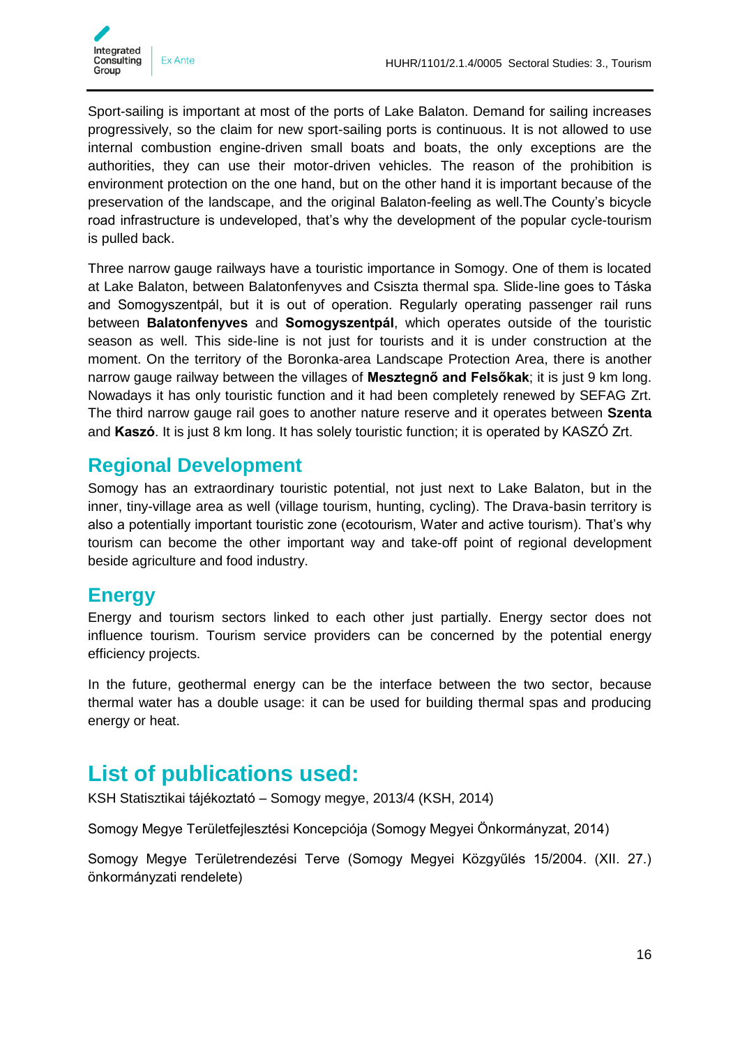Sport-sailing is important at most of the ports of Lake Balaton. Demand for sailing increases progressively, so the claim for new sport-sailing ports is continuous. It is not allowed to use internal combustion engine-driven small boats and boats, the only exceptions are the authorities, they can use their motor-driven vehicles. The reason of the prohibition is environment protection on the one hand, but on the other hand it is important because of the preservation of the landscape, and the original Balaton-feeling as well.The County's bicycle road infrastructure is undeveloped, that's why the development of the popular cycle-tourism is pulled back.

Three narrow gauge railways have a touristic importance in Somogy. One of them is located at Lake Balaton, between Balatonfenyves and Csiszta thermal spa. Slide-line goes to Táska and Somogyszentpál, but it is out of operation. Regularly operating passenger rail runs between **Balatonfenyves** and **Somogyszentpál**, which operates outside of the touristic season as well. This side-line is not just for tourists and it is under construction at the moment. On the territory of the Boronka-area Landscape Protection Area, there is another narrow gauge railway between the villages of **Mesztegnő and Felsőkak**; it is just 9 km long. Nowadays it has only touristic function and it had been completely renewed by SEFAG Zrt. The third narrow gauge rail goes to another nature reserve and it operates between **Szenta** and **Kaszó**. It is just 8 km long. It has solely touristic function; it is operated by KASZÓ Zrt.

## Regional Development

Somogy has an extraordinary touristic potential, not just next to Lake Balaton, but in the inner, tiny-village area as well (village tourism, hunting, cycling). The Drava-basin territory is also a potentially important touristic zone (ecotourism, Water and active tourism). That's why tourism can become the other important way and take-off point of regional development beside agriculture and food industry.

## Energy

Energy and tourism sectors linked to each other just partially. Energy sector does not influence tourism. Tourism service providers can be concerned by the potential energy efficiency projects.

In the future, geothermal energy can be the interface between the two sector, because thermal water has a double usage: it can be used for building thermal spas and producing energy or heat.

# List of publications used:

KSH Statisztikai tájékoztató – Somogy megye, 2013/4 (KSH, 2014)

Somogy Megye Területfejlesztési Koncepciója (Somogy Megyei Önkormányzat, 2014)

Somogy Megye Területrendezési Terve (Somogy Megyei Közgyűlés 15/2004. (XII. 27.) önkormányzati rendelete)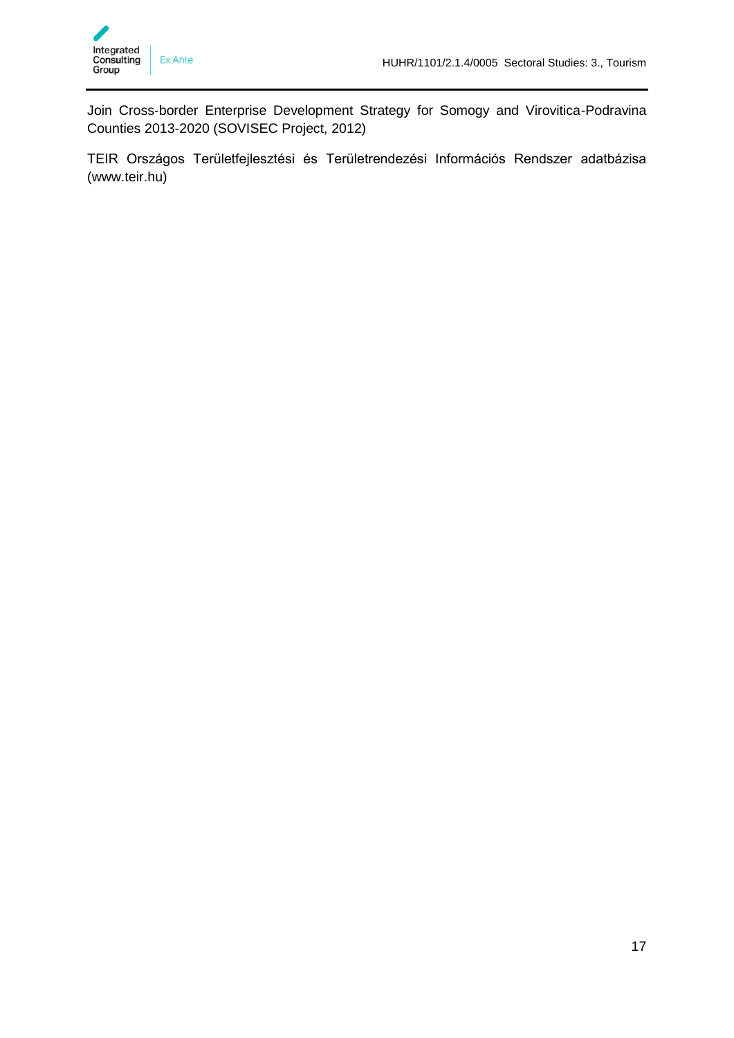Join Cross-border Enterprise Development Strategy for Somogy and Virovitica-Podravina Counties 2013-2020 (SOVISEC Project, 2012)

TEIR Országos Területfejlesztési és Területrendezési Információs Rendszer adatbázisa (www.teir.hu)